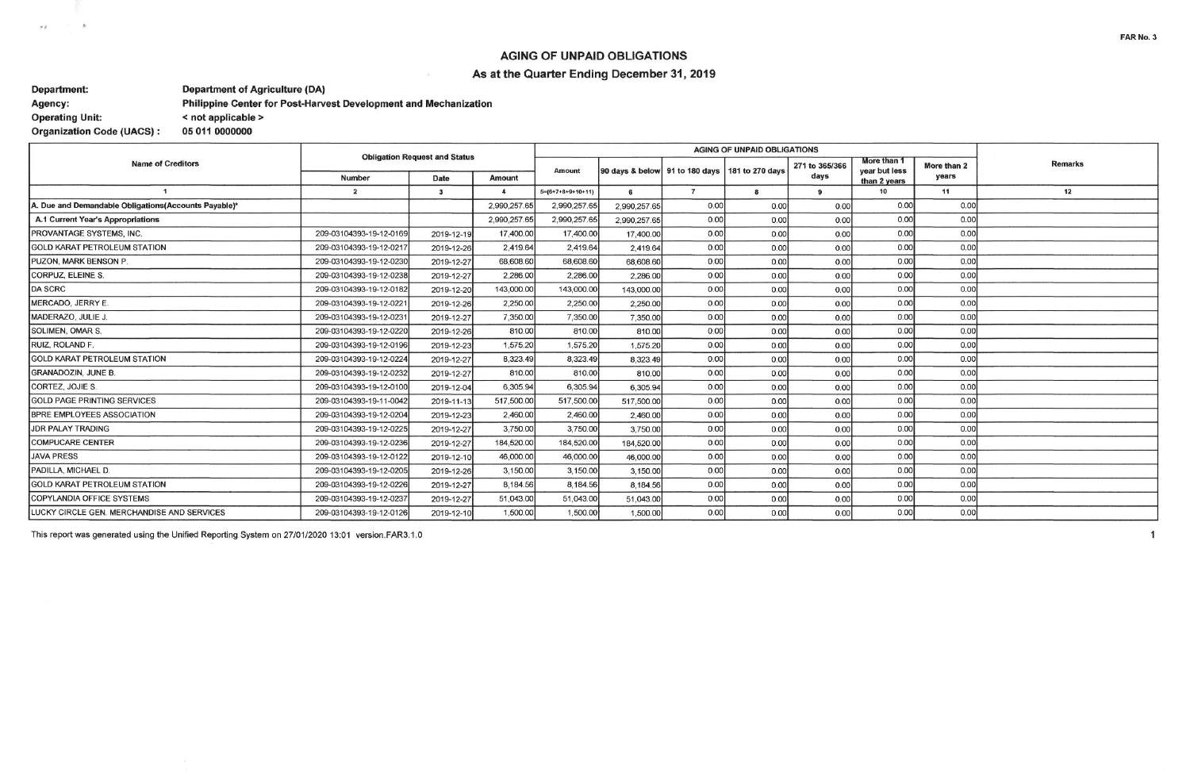FAR No. 3

# AGING OF UNPAID OBLIGATIONS

## As at the Quarter Ending December 31, 2019

**Department:** Department of Agriculture (DA)
**Agency:** Philippine Center for Post-Harvest Development and Mechanization
**Operating Unit:** < not applicable >
**Organization Code (UACS) :** 05 011 0000000

| Name of Creditors | Obligation Request and Status | | | AGING OF UNPAID OBLIGATIONS | | | | | | | Remarks |
|---|---|---|---|---|---|---|---|---|---|---|---|
| | Number | Date | Amount | Amount | 90 days & below | 91 to 180 days | 181 to 270 days | 271 to 365/366 days | More than 1 year but less than 2 years | More than 2 years | |
| 1 | 2 | 3 | 4 | 5=(6+7+8+9+10+11) | 6 | 7 | 8 | 9 | 10 | 11 | 12 |
| A. Due and Demandable Obligations(Accounts Payable)* | | | 2,990,257.65 | 2,990,257.65 | 2,990,257.65 | 0.00 | 0.00 | 0.00 | 0.00 | 0.00 | |
| A.1 Current Year's Appropriations | | | 2,990,257.65 | 2,990,257.65 | 2,990,257.65 | 0.00 | 0.00 | 0.00 | 0.00 | 0.00 | |
| PROVANTAGE SYSTEMS, INC. | 209-03104393-19-12-0169 | 2019-12-19 | 17,400.00 | 17,400.00 | 17,400.00 | 0.00 | 0.00 | 0.00 | 0.00 | 0.00 | |
| GOLD KARAT PETROLEUM STATION | 209-03104393-19-12-0217 | 2019-12-26 | 2,419.64 | 2,419.64 | 2,419.64 | 0.00 | 0.00 | 0.00 | 0.00 | 0.00 | |
| PUZON, MARK BENSON P. | 209-03104393-19-12-0230 | 2019-12-27 | 68,608.60 | 68,608.60 | 68,608.60 | 0.00 | 0.00 | 0.00 | 0.00 | 0.00 | |
| CORPUZ, ELEINE S. | 209-03104393-19-12-0238 | 2019-12-27 | 2,286.00 | 2,286.00 | 2,286.00 | 0.00 | 0.00 | 0.00 | 0.00 | 0.00 | |
| DA SCRC | 209-03104393-19-12-0182 | 2019-12-20 | 143,000.00 | 143,000.00 | 143,000.00 | 0.00 | 0.00 | 0.00 | 0.00 | 0.00 | |
| MERCADO, JERRY E. | 209-03104393-19-12-0221 | 2019-12-26 | 2,250.00 | 2,250.00 | 2,250.00 | 0.00 | 0.00 | 0.00 | 0.00 | 0.00 | |
| MADERAZO, JULIE J. | 209-03104393-19-12-0231 | 2019-12-27 | 7,350.00 | 7,350.00 | 7,350.00 | 0.00 | 0.00 | 0.00 | 0.00 | 0.00 | |
| SOLIMEN, OMAR S. | 209-03104393-19-12-0220 | 2019-12-26 | 810.00 | 810.00 | 810.00 | 0.00 | 0.00 | 0.00 | 0.00 | 0.00 | |
| RUIZ, ROLAND F. | 209-03104393-19-12-0196 | 2019-12-23 | 1,575.20 | 1,575.20 | 1,575.20 | 0.00 | 0.00 | 0.00 | 0.00 | 0.00 | |
| GOLD KARAT PETROLEUM STATION | 209-03104393-19-12-0224 | 2019-12-27 | 8,323.49 | 8,323.49 | 8,323.49 | 0.00 | 0.00 | 0.00 | 0.00 | 0.00 | |
| GRANADOZIN, JUNE B. | 209-03104393-19-12-0232 | 2019-12-27 | 810.00 | 810.00 | 810.00 | 0.00 | 0.00 | 0.00 | 0.00 | 0.00 | |
| CORTEZ, JOJIE S. | 209-03104393-19-12-0100 | 2019-12-04 | 6,305.94 | 6,305.94 | 6,305.94 | 0.00 | 0.00 | 0.00 | 0.00 | 0.00 | |
| GOLD PAGE PRINTING SERVICES | 209-03104393-19-11-0042 | 2019-11-13 | 517,500.00 | 517,500.00 | 517,500.00 | 0.00 | 0.00 | 0.00 | 0.00 | 0.00 | |
| BPRE EMPLOYEES ASSOCIATION | 209-03104393-19-12-0204 | 2019-12-23 | 2,460.00 | 2,460.00 | 2,460.00 | 0.00 | 0.00 | 0.00 | 0.00 | 0.00 | |
| JDR PALAY TRADING | 209-03104393-19-12-0225 | 2019-12-27 | 3,750.00 | 3,750.00 | 3,750.00 | 0.00 | 0.00 | 0.00 | 0.00 | 0.00 | |
| COMPUCARE CENTER | 209-03104393-19-12-0236 | 2019-12-27 | 184,520.00 | 184,520.00 | 184,520.00 | 0.00 | 0.00 | 0.00 | 0.00 | 0.00 | |
| JAVA PRESS | 209-03104393-19-12-0122 | 2019-12-10 | 46,000.00 | 46,000.00 | 46,000.00 | 0.00 | 0.00 | 0.00 | 0.00 | 0.00 | |
| PADILLA, MICHAEL D. | 209-03104393-19-12-0205 | 2019-12-26 | 3,150.00 | 3,150.00 | 3,150.00 | 0.00 | 0.00 | 0.00 | 0.00 | 0.00 | |
| GOLD KARAT PETROLEUM STATION | 209-03104393-19-12-0226 | 2019-12-27 | 8,184.56 | 8,184.56 | 8,184.56 | 0.00 | 0.00 | 0.00 | 0.00 | 0.00 | |
| COPYLANDIA OFFICE SYSTEMS | 209-03104393-19-12-0237 | 2019-12-27 | 51,043.00 | 51,043.00 | 51,043.00 | 0.00 | 0.00 | 0.00 | 0.00 | 0.00 | |
| LUCKY CIRCLE GEN. MERCHANDISE AND SERVICES | 209-03104393-19-12-0126 | 2019-12-10 | 1,500.00 | 1,500.00 | 1,500.00 | 0.00 | 0.00 | 0.00 | 0.00 | 0.00 | |

This report was generated using the Unified Reporting System on 27/01/2020 13:01 version.FAR3.1.0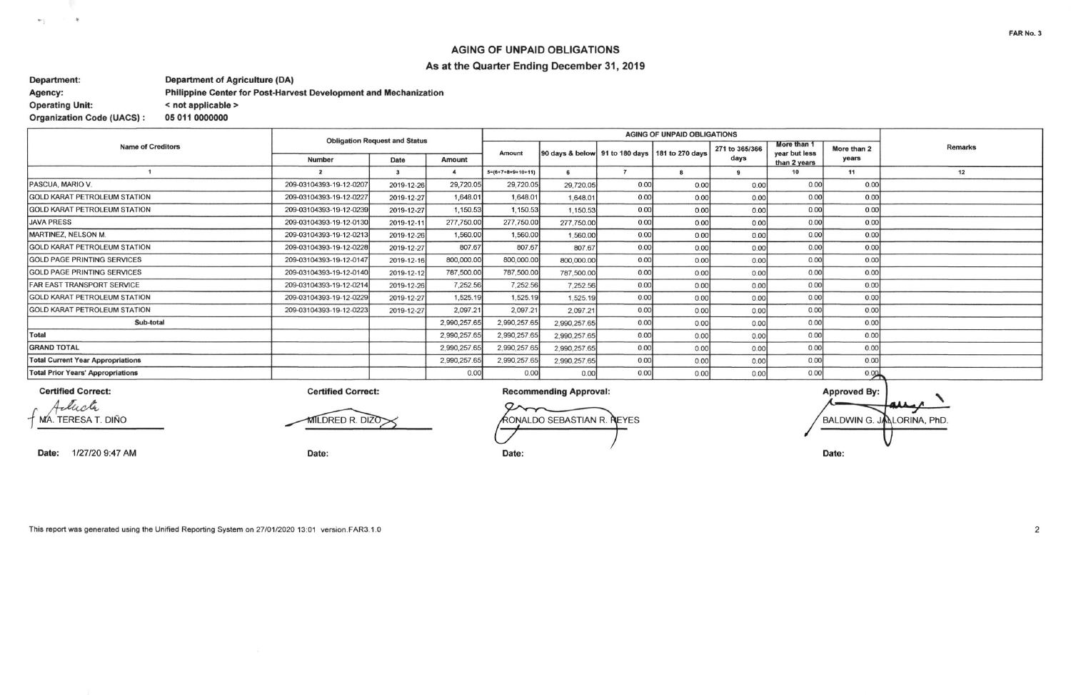FAR No. 3

# AGING OF UNPAID OBLIGATIONS

## As at the Quarter Ending December 31, 2019

**Department:** Department of Agriculture (DA)
**Agency:** Philippine Center for Post-Harvest Development and Mechanization
**Operating Unit:** < not applicable >
**Organization Code (UACS) :** 05 011 0000000

| Name of Creditors | Obligation Request and Status | | | AGING OF UNPAID OBLIGATIONS | | | | | | | Remarks |
|---|---|---|---|---|---|---|---|---|---|---|---|
| | Number | Date | Amount | Amount | 90 days & below | 91 to 180 days | 181 to 270 days | 271 to 365/366 days | More than 1 year but less than 2 years | More than 2 years | |
| 1 | 2 | 3 | 4 | 5=(6+7+8+9+10+11) | 6 | 7 | 8 | 9 | 10 | 11 | 12 |
| PASCUA, MARIO V. | 209-03104393-19-12-0207 | 2019-12-26 | 29,720.05 | 29,720.05 | 29,720.05 | 0.00 | 0.00 | 0.00 | 0.00 | 0.00 | |
| GOLD KARAT PETROLEUM STATION | 209-03104393-19-12-0227 | 2019-12-27 | 1,648.01 | 1,648.01 | 1,648.01 | 0.00 | 0.00 | 0.00 | 0.00 | 0.00 | |
| GOLD KARAT PETROLEUM STATION | 209-03104393-19-12-0239 | 2019-12-27 | 1,150.53 | 1,150.53 | 1,150.53 | 0.00 | 0.00 | 0.00 | 0.00 | 0.00 | |
| JAVA PRESS | 209-03104393-19-12-0130 | 2019-12-11 | 277,750.00 | 277,750.00 | 277,750.00 | 0.00 | 0.00 | 0.00 | 0.00 | 0.00 | |
| MARTINEZ, NELSON M. | 209-03104393-19-12-0213 | 2019-12-26 | 1,560.00 | 1,560.00 | 1,560.00 | 0.00 | 0.00 | 0.00 | 0.00 | 0.00 | |
| GOLD KARAT PETROLEUM STATION | 209-03104393-19-12-0228 | 2019-12-27 | 807.67 | 807.67 | 807.67 | 0.00 | 0.00 | 0.00 | 0.00 | 0.00 | |
| GOLD PAGE PRINTING SERVICES | 209-03104393-19-12-0147 | 2019-12-16 | 800,000.00 | 800,000.00 | 800,000.00 | 0.00 | 0.00 | 0.00 | 0.00 | 0.00 | |
| GOLD PAGE PRINTING SERVICES | 209-03104393-19-12-0140 | 2019-12-12 | 787,500.00 | 787,500.00 | 787,500.00 | 0.00 | 0.00 | 0.00 | 0.00 | 0.00 | |
| FAR EAST TRANSPORT SERVICE | 209-03104393-19-12-0214 | 2019-12-26 | 7,252.56 | 7,252.56 | 7,252.56 | 0.00 | 0.00 | 0.00 | 0.00 | 0.00 | |
| GOLD KARAT PETROLEUM STATION | 209-03104393-19-12-0229 | 2019-12-27 | 1,525.19 | 1,525.19 | 1,525.19 | 0.00 | 0.00 | 0.00 | 0.00 | 0.00 | |
| GOLD KARAT PETROLEUM STATION | 209-03104393-19-12-0223 | 2019-12-27 | 2,097.21 | 2,097.21 | 2,097.21 | 0.00 | 0.00 | 0.00 | 0.00 | 0.00 | |
| Sub-total | | | 2,990,257.65 | 2,990,257.65 | 2,990,257.65 | 0.00 | 0.00 | 0.00 | 0.00 | 0.00 | |
| Total | | | 2,990,257.65 | 2,990,257.65 | 2,990,257.65 | 0.00 | 0.00 | 0.00 | 0.00 | 0.00 | |
| GRAND TOTAL | | | 2,990,257.65 | 2,990,257.65 | 2,990,257.65 | 0.00 | 0.00 | 0.00 | 0.00 | 0.00 | |
| Total Current Year Appropriations | | | 2,990,257.65 | 2,990,257.65 | 2,990,257.65 | 0.00 | 0.00 | 0.00 | 0.00 | 0.00 | |
| Total Prior Years' Appropriations | | | 0.00 | 0.00 | 0.00 | 0.00 | 0.00 | 0.00 | 0.00 | 0.00 | |

**Certified Correct:**
MA. TERESA T. DIÑO
Date: 1/27/20 9:47 AM

**Certified Correct:**
MILDRED R. DIZO
Date:

**Recommending Approval:**
RONALDO SEBASTIAN R. REYES
Date:

**Approved By:**
BALDWIN G. JALLORINA, PhD.
Date:

This report was generated using the Unified Reporting System on 27/01/2020 13:01 version.FAR3.1.0